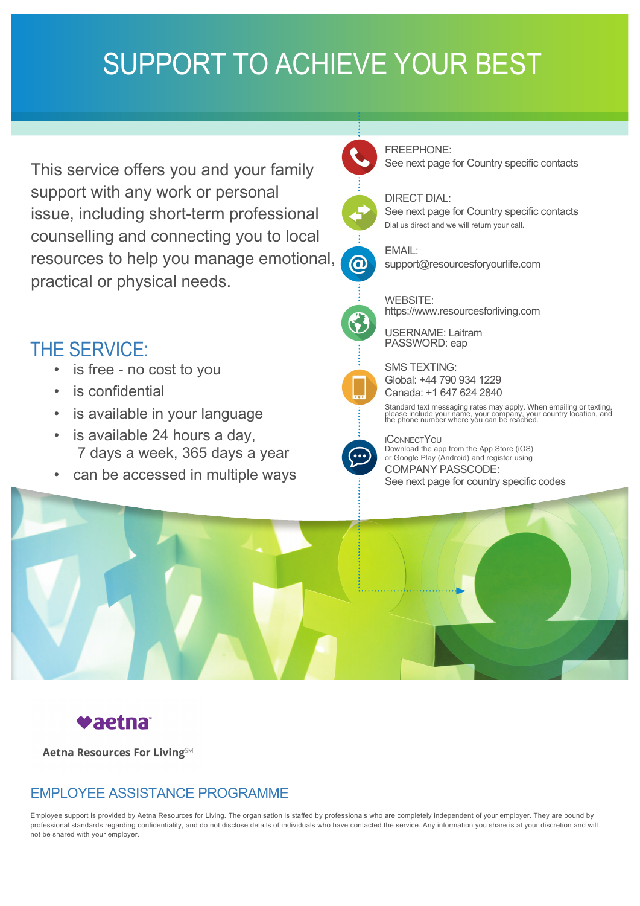# SUPPORT TO ACHIEVE YOUR BEST

This service offers you and your family support with any work or personal issue, including short-term professional counselling and connecting you to local resources to help you manage emotional, practical or physical needs.

## THE SERVICE:

- is free - no cost to you
- is confidential
- is available in your language
- is available 24 hours a day, 7 days a week, 365 days a year
- can be accessed in multiple ways

FREEPHONE:
See next page for Country specific contacts

DIRECT DIAL:
See next page for Country specific contacts
Dial us direct and we will return your call.

EMAIL:
support@resourcesforyourlife.com

WEBSITE:
https://www.resourcesforliving.com

USERNAME: Laitram
PASSWORD: eap

SMS TEXTING:
Global: +44 790 934 1229
Canada: +1 647 624 2840

Standard text messaging rates may apply. When emailing or texting, please include your name, your company, your country location, and the phone number where you can be reached.

iConnectYou
Download the app from the App Store (iOS) or Google Play (Android) and register using
COMPANY PASSCODE:
See next page for country specific codes

aetna

Aetna Resources For Living[SM]

## EMPLOYEE ASSISTANCE PROGRAMME

Employee support is provided by Aetna Resources for Living. The organisation is staffed by professionals who are completely independent of your employer. They are bound by professional standards regarding confidentiality, and do not disclose details of individuals who have contacted the service. Any information you share is at your discretion and will not be shared with your employer.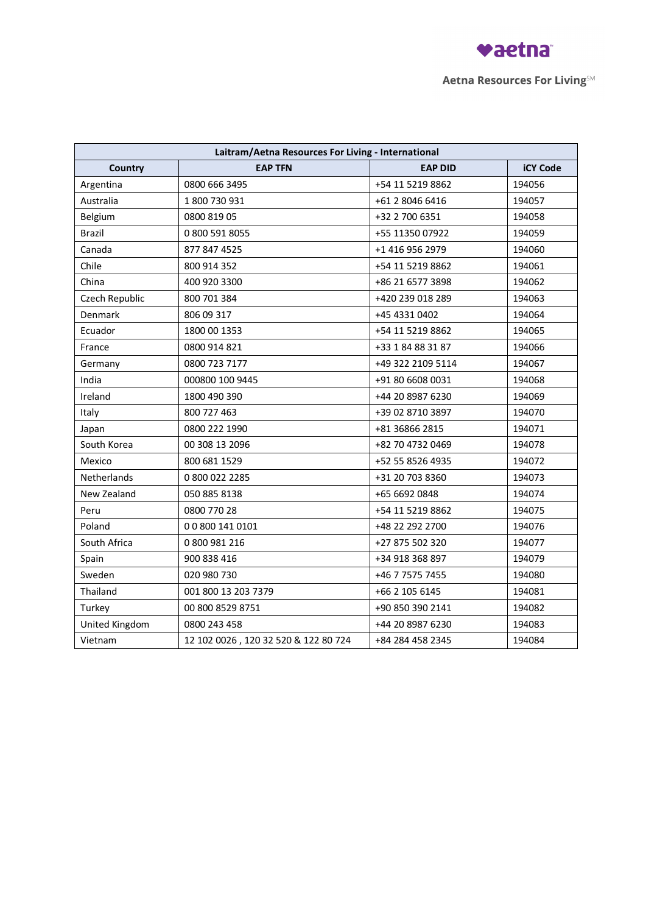aetna

Aetna Resources For Living℠

| Laitram/Aetna Resources For Living - International | | | |
|---|---|---|---|
| **Country** | **EAP TFN** | **EAP DID** | **iCY Code** |
| Argentina | 0800 666 3495 | +54 11 5219 8862 | 194056 |
| Australia | 1 800 730 931 | +61 2 8046 6416 | 194057 |
| Belgium | 0800 819 05 | +32 2 700 6351 | 194058 |
| Brazil | 0 800 591 8055 | +55 11350 07922 | 194059 |
| Canada | 877 847 4525 | +1 416 956 2979 | 194060 |
| Chile | 800 914 352 | +54 11 5219 8862 | 194061 |
| China | 400 920 3300 | +86 21 6577 3898 | 194062 |
| Czech Republic | 800 701 384 | +420 239 018 289 | 194063 |
| Denmark | 806 09 317 | +45 4331 0402 | 194064 |
| Ecuador | 1800 00 1353 | +54 11 5219 8862 | 194065 |
| France | 0800 914 821 | +33 1 84 88 31 87 | 194066 |
| Germany | 0800 723 7177 | +49 322 2109 5114 | 194067 |
| India | 000800 100 9445 | +91 80 6608 0031 | 194068 |
| Ireland | 1800 490 390 | +44 20 8987 6230 | 194069 |
| Italy | 800 727 463 | +39 02 8710 3897 | 194070 |
| Japan | 0800 222 1990 | +81 36866 2815 | 194071 |
| South Korea | 00 308 13 2096 | +82 70 4732 0469 | 194078 |
| Mexico | 800 681 1529 | +52 55 8526 4935 | 194072 |
| Netherlands | 0 800 022 2285 | +31 20 703 8360 | 194073 |
| New Zealand | 050 885 8138 | +65 6692 0848 | 194074 |
| Peru | 0800 770 28 | +54 11 5219 8862 | 194075 |
| Poland | 0 0 800 141 0101 | +48 22 292 2700 | 194076 |
| South Africa | 0 800 981 216 | +27 875 502 320 | 194077 |
| Spain | 900 838 416 | +34 918 368 897 | 194079 |
| Sweden | 020 980 730 | +46 7 7575 7455 | 194080 |
| Thailand | 001 800 13 203 7379 | +66 2 105 6145 | 194081 |
| Turkey | 00 800 8529 8751 | +90 850 390 2141 | 194082 |
| United Kingdom | 0800 243 458 | +44 20 8987 6230 | 194083 |
| Vietnam | 12 102 0026 , 120 32 520 & 122 80 724 | +84 284 458 2345 | 194084 |